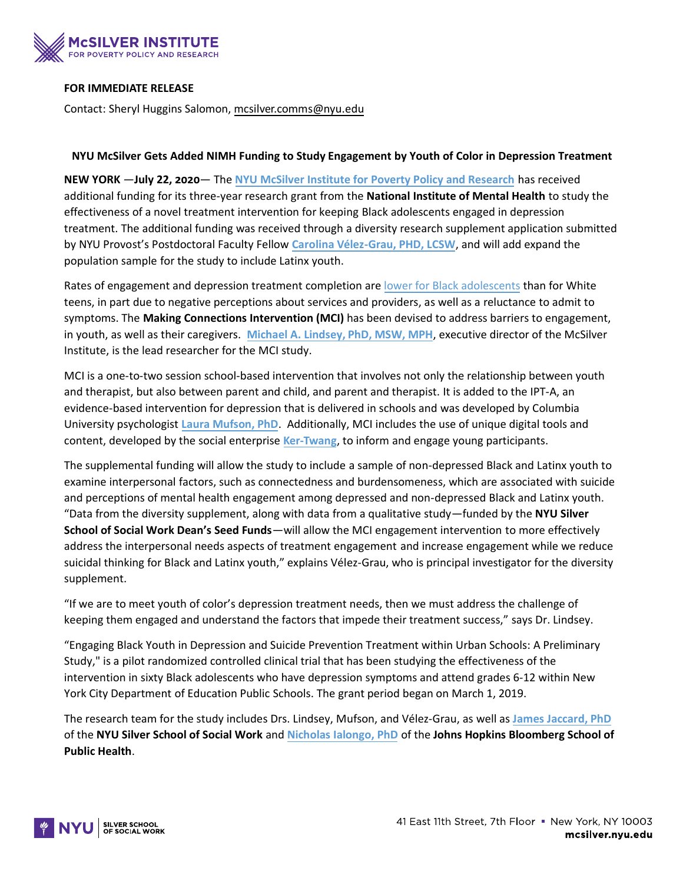**FOR IMMEDIATE RELEASE**

Contact: Sheryl Huggins Salomon, mcsilver.comms@nyu.edu

## NYU McSilver Gets Added NIMH Funding to Study Engagement by Youth of Color in Depression Treatment

**NEW YORK —July 22, 2020**— The **NYU McSilver Institute for Poverty Policy and Research** has received additional funding for its three-year research grant from the **National Institute of Mental Health** to study the effectiveness of a novel treatment intervention for keeping Black adolescents engaged in depression treatment. The additional funding was received through a diversity research supplement application submitted by NYU Provost's Postdoctoral Faculty Fellow **Carolina Vélez-Grau, PHD, LCSW**, and will add expand the population sample for the study to include Latinx youth.

Rates of engagement and depression treatment completion are lower for Black adolescents than for White teens, in part due to negative perceptions about services and providers, as well as a reluctance to admit to symptoms. The **Making Connections Intervention (MCI)** has been devised to address barriers to engagement, in youth, as well as their caregivers. **Michael A. Lindsey, PhD, MSW, MPH**, executive director of the McSilver Institute, is the lead researcher for the MCI study.

MCI is a one-to-two session school-based intervention that involves not only the relationship between youth and therapist, but also between parent and child, and parent and therapist. It is added to the IPT-A, an evidence-based intervention for depression that is delivered in schools and was developed by Columbia University psychologist **Laura Mufson, PhD**. Additionally, MCI includes the use of unique digital tools and content, developed by the social enterprise **Ker-Twang**, to inform and engage young participants.

The supplemental funding will allow the study to include a sample of non-depressed Black and Latinx youth to examine interpersonal factors, such as connectedness and burdensomeness, which are associated with suicide and perceptions of mental health engagement among depressed and non-depressed Black and Latinx youth. "Data from the diversity supplement, along with data from a qualitative study—funded by the **NYU Silver School of Social Work Dean's Seed Funds**—will allow the MCI engagement intervention to more effectively address the interpersonal needs aspects of treatment engagement and increase engagement while we reduce suicidal thinking for Black and Latinx youth," explains Vélez-Grau, who is principal investigator for the diversity supplement.

"If we are to meet youth of color's depression treatment needs, then we must address the challenge of keeping them engaged and understand the factors that impede their treatment success," says Dr. Lindsey.

"Engaging Black Youth in Depression and Suicide Prevention Treatment within Urban Schools: A Preliminary Study," is a pilot randomized controlled clinical trial that has been studying the effectiveness of the intervention in sixty Black adolescents who have depression symptoms and attend grades 6-12 within New York City Department of Education Public Schools. The grant period began on March 1, 2019.

The research team for the study includes Drs. Lindsey, Mufson, and Vélez-Grau, as well as **James Jaccard, PhD** of the **NYU Silver School of Social Work** and **Nicholas Ialongo, PhD** of the **Johns Hopkins Bloomberg School of Public Health**.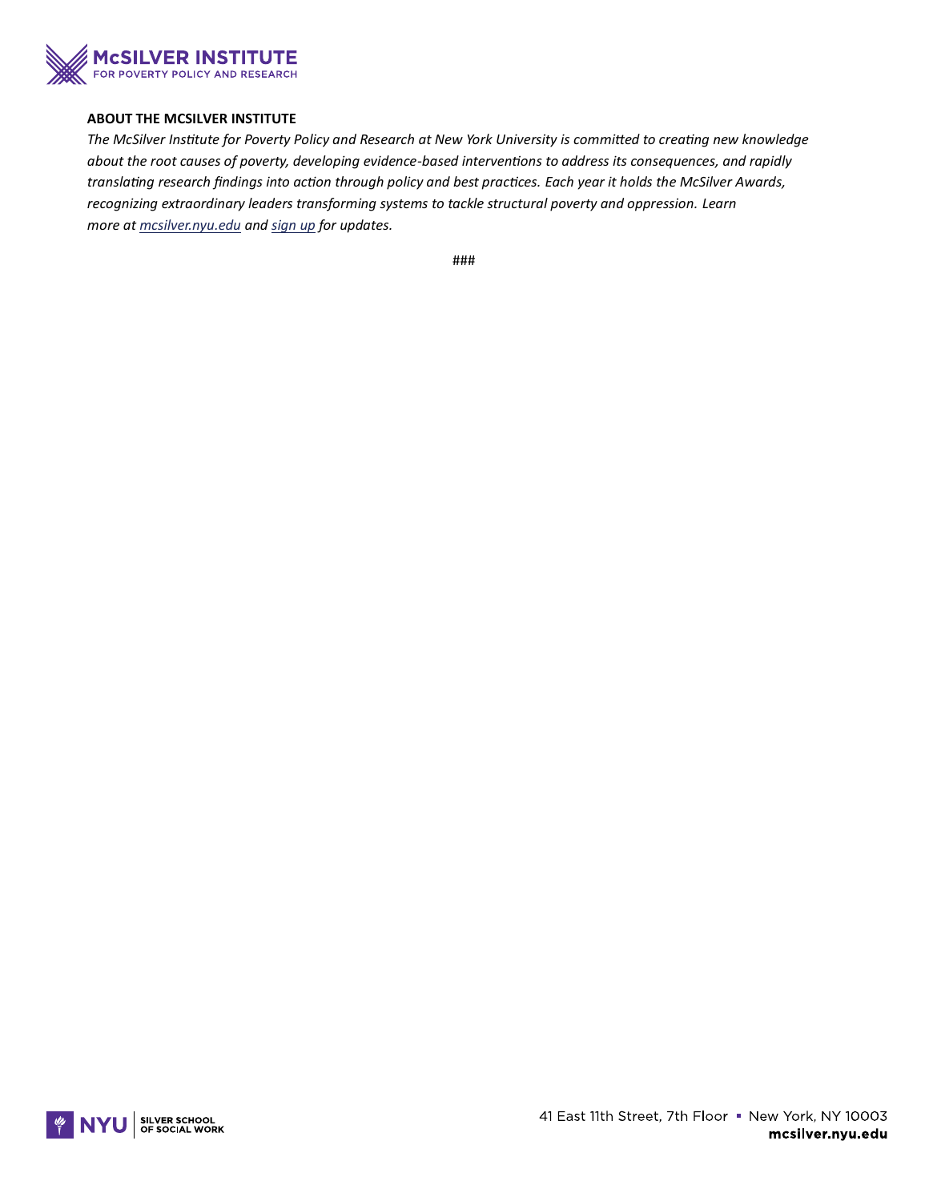**ABOUT THE MCSILVER INSTITUTE**

*The McSilver Institute for Poverty Policy and Research at New York University is committed to creating new knowledge about the root causes of poverty, developing evidence-based interventions to address its consequences, and rapidly translating research findings into action through policy and best practices. Each year it holds the McSilver Awards, recognizing extraordinary leaders transforming systems to tackle structural poverty and oppression. Learn more at mcsilver.nyu.edu and sign up for updates.*

###